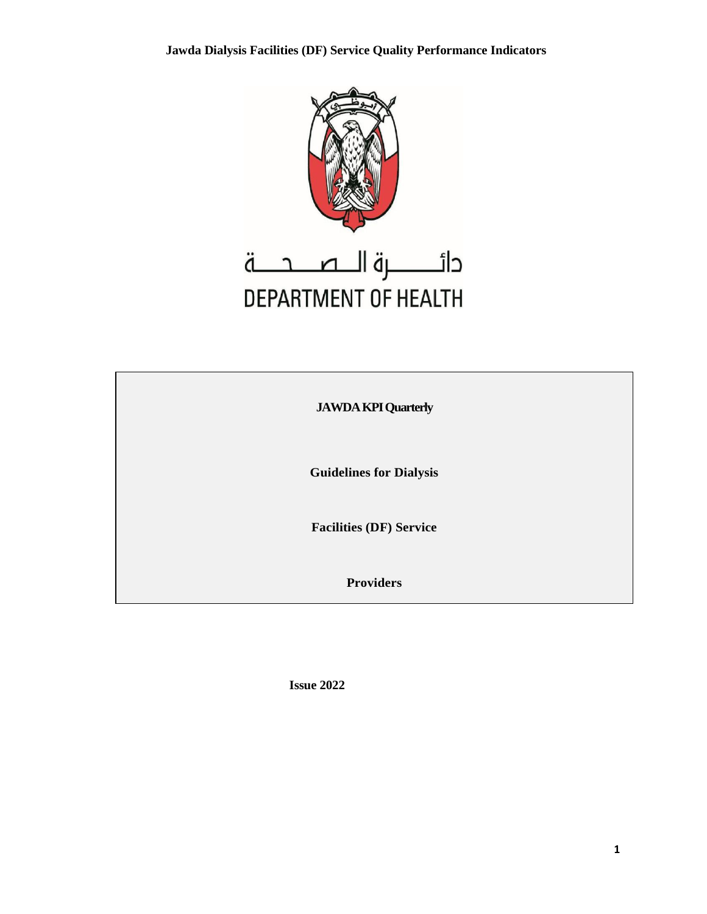**Jawda Dialysis Facilities (DF) Service Quality Performance Indicators**

دائـــــرة الـــصــحـــة

DEPARTMENT OF HEALTH

**JAWDA KPI Quarterly**

**Guidelines for Dialysis**

**Facilities (DF) Service**

**Providers**

**Issue 2022**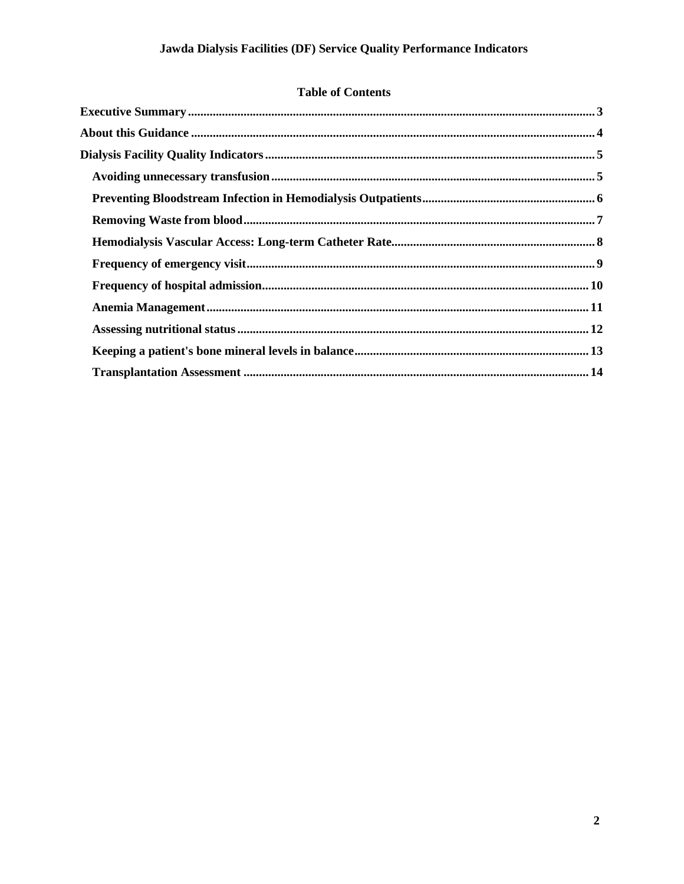## Table of Contents

- Executive Summary ..... 3
- About this Guidance ..... 4
- Dialysis Facility Quality Indicators ..... 5
  - Avoiding unnecessary transfusion ..... 5
  - Preventing Bloodstream Infection in Hemodialysis Outpatients ..... 6
  - Removing Waste from blood ..... 7
  - Hemodialysis Vascular Access: Long-term Catheter Rate ..... 8
  - Frequency of emergency visit ..... 9
  - Frequency of hospital admission ..... 10
  - Anemia Management ..... 11
  - Assessing nutritional status ..... 12
  - Keeping a patient's bone mineral levels in balance ..... 13
  - Transplantation Assessment ..... 14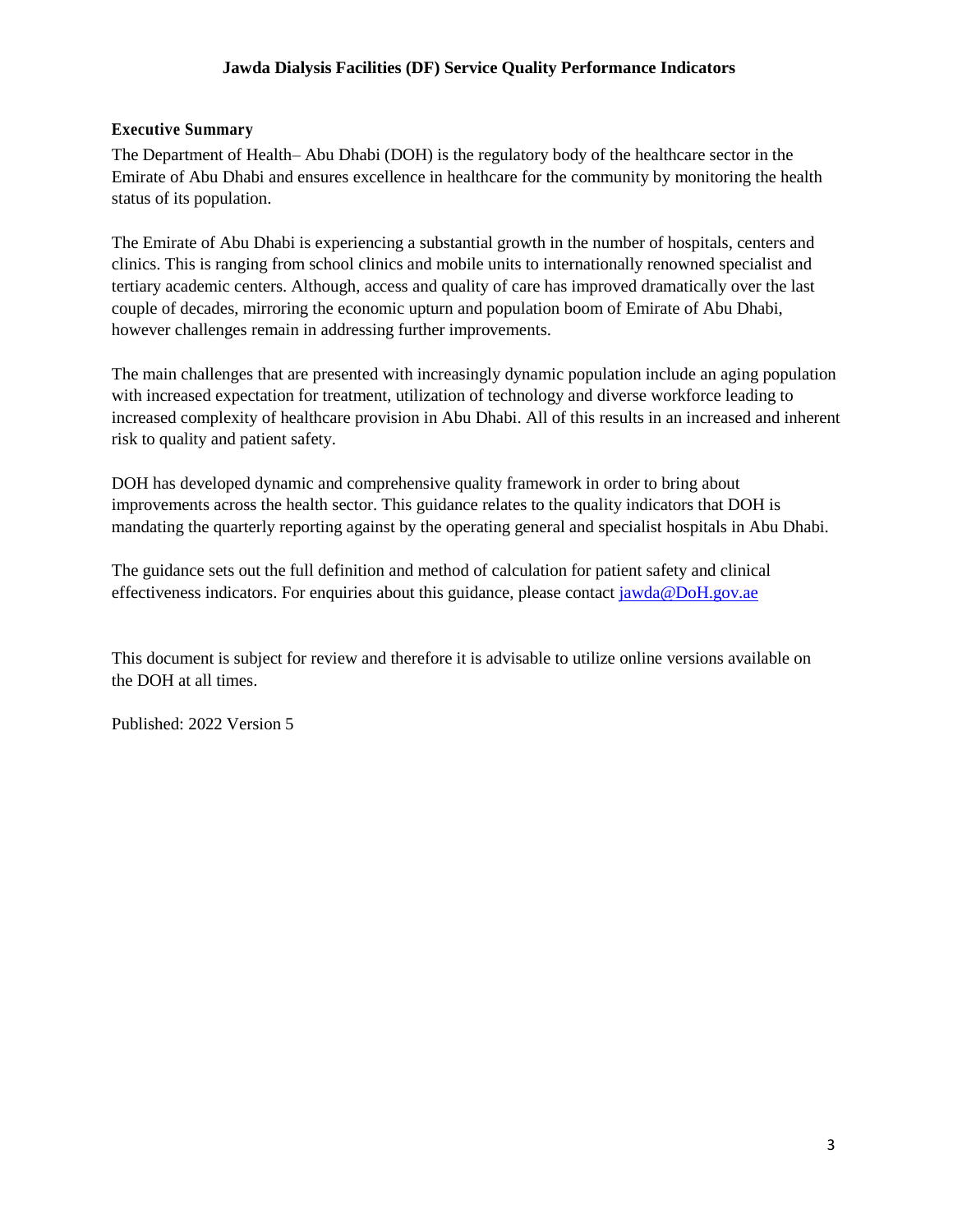# Jawda Dialysis Facilities (DF) Service Quality Performance Indicators

## Executive Summary

The Department of Health– Abu Dhabi (DOH) is the regulatory body of the healthcare sector in the Emirate of Abu Dhabi and ensures excellence in healthcare for the community by monitoring the health status of its population.

The Emirate of Abu Dhabi is experiencing a substantial growth in the number of hospitals, centers and clinics. This is ranging from school clinics and mobile units to internationally renowned specialist and tertiary academic centers. Although, access and quality of care has improved dramatically over the last couple of decades, mirroring the economic upturn and population boom of Emirate of Abu Dhabi, however challenges remain in addressing further improvements.

The main challenges that are presented with increasingly dynamic population include an aging population with increased expectation for treatment, utilization of technology and diverse workforce leading to increased complexity of healthcare provision in Abu Dhabi. All of this results in an increased and inherent risk to quality and patient safety.

DOH has developed dynamic and comprehensive quality framework in order to bring about improvements across the health sector. This guidance relates to the quality indicators that DOH is mandating the quarterly reporting against by the operating general and specialist hospitals in Abu Dhabi.

The guidance sets out the full definition and method of calculation for patient safety and clinical effectiveness indicators. For enquiries about this guidance, please contact jawda@DoH.gov.ae

This document is subject for review and therefore it is advisable to utilize online versions available on the DOH at all times.

Published: 2022 Version 5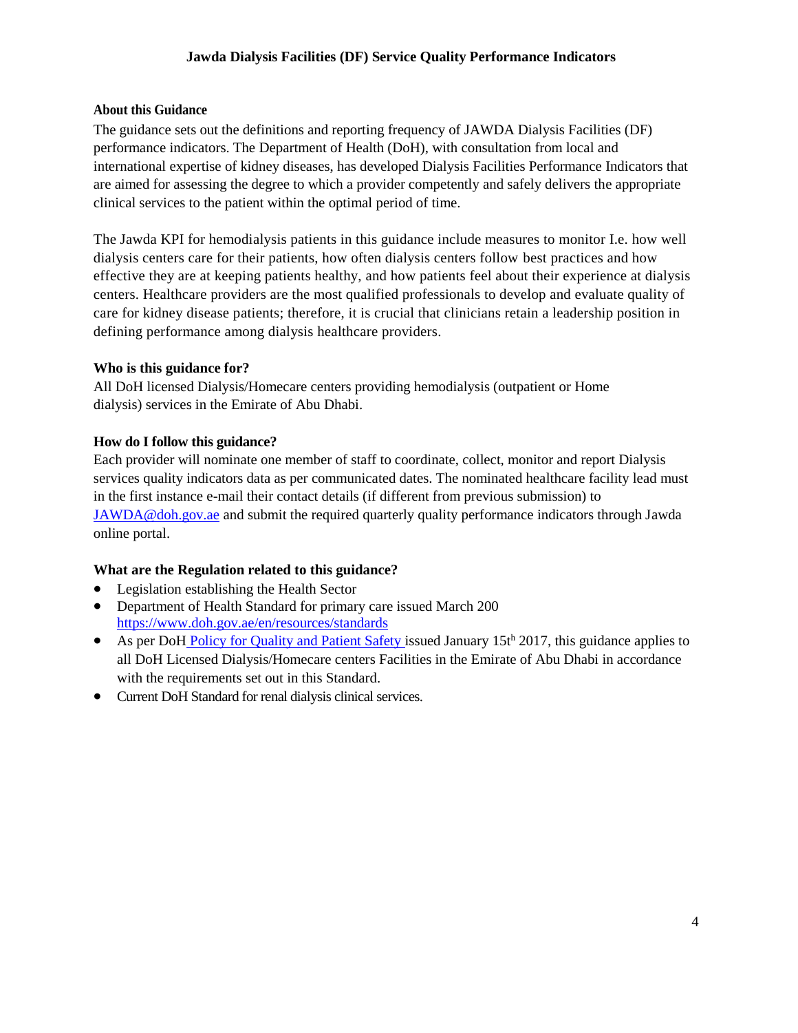## About this Guidance

The guidance sets out the definitions and reporting frequency of JAWDA Dialysis Facilities (DF) performance indicators. The Department of Health (DoH), with consultation from local and international expertise of kidney diseases, has developed Dialysis Facilities Performance Indicators that are aimed for assessing the degree to which a provider competently and safely delivers the appropriate clinical services to the patient within the optimal period of time.

The Jawda KPI for hemodialysis patients in this guidance include measures to monitor I.e. how well dialysis centers care for their patients, how often dialysis centers follow best practices and how effective they are at keeping patients healthy, and how patients feel about their experience at dialysis centers. Healthcare providers are the most qualified professionals to develop and evaluate quality of care for kidney disease patients; therefore, it is crucial that clinicians retain a leadership position in defining performance among dialysis healthcare providers.

## Who is this guidance for?

All DoH licensed Dialysis/Homecare centers providing hemodialysis (outpatient or Home dialysis) services in the Emirate of Abu Dhabi.

## How do I follow this guidance?

Each provider will nominate one member of staff to coordinate, collect, monitor and report Dialysis services quality indicators data as per communicated dates. The nominated healthcare facility lead must in the first instance e-mail their contact details (if different from previous submission) to JAWDA@doh.gov.ae and submit the required quarterly quality performance indicators through Jawda online portal.

## What are the Regulation related to this guidance?

- Legislation establishing the Health Sector
- Department of Health Standard for primary care issued March 200 https://www.doh.gov.ae/en/resources/standards
- As per DoH Policy for Quality and Patient Safety issued January 15th 2017, this guidance applies to all DoH Licensed Dialysis/Homecare centers Facilities in the Emirate of Abu Dhabi in accordance with the requirements set out in this Standard.
- Current DoH Standard for renal dialysis clinical services.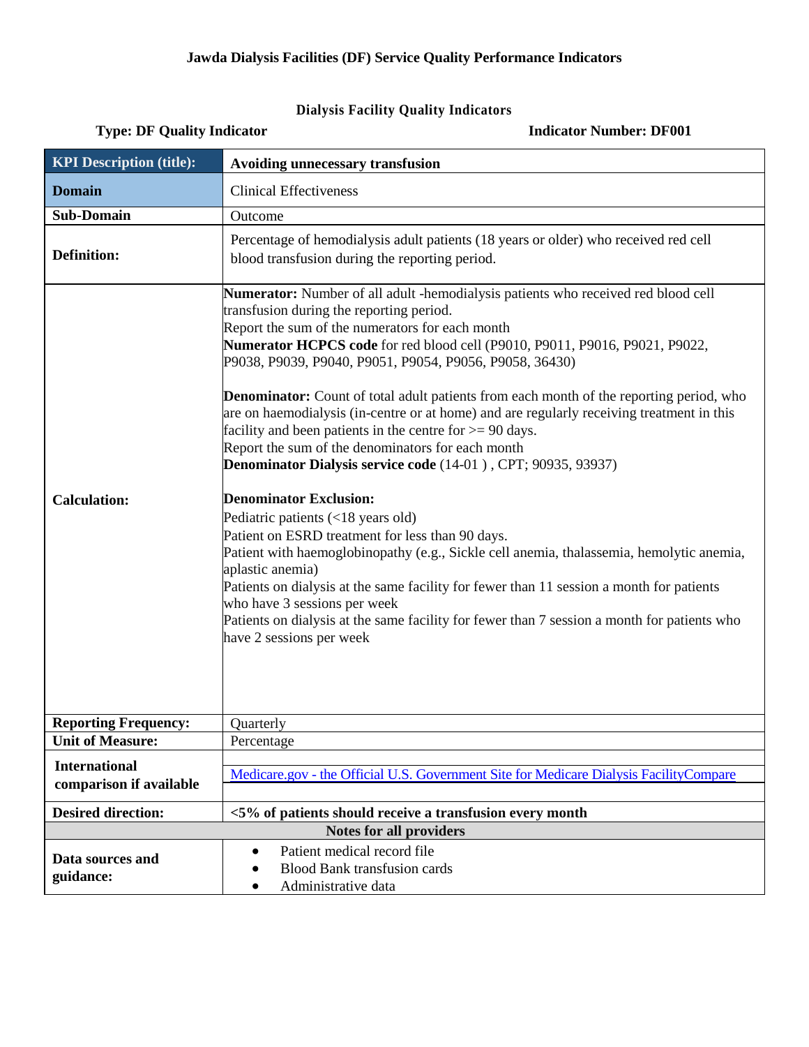**Jawda Dialysis Facilities (DF) Service Quality Performance Indicators**

**Dialysis Facility Quality Indicators**

**Type: DF Quality Indicator** **Indicator Number: DF001**

| **KPI Description (title):** | **Avoiding unnecessary transfusion** |
|---|---|
| **Domain** | Clinical Effectiveness |
| **Sub-Domain** | Outcome |
| **Definition:** | Percentage of hemodialysis adult patients (18 years or older) who received red cell blood transfusion during the reporting period. |
| **Calculation:** | **Numerator:** Number of all adult -hemodialysis patients who received red blood cell transfusion during the reporting period.<br>Report the sum of the numerators for each month<br>**Numerator HCPCS code** for red blood cell (P9010, P9011, P9016, P9021, P9022, P9038, P9039, P9040, P9051, P9054, P9056, P9058, 36430)<br><br>**Denominator:** Count of total adult patients from each month of the reporting period, who are on haemodialysis (in-centre or at home) and are regularly receiving treatment in this facility and been patients in the centre for >= 90 days.<br>Report the sum of the denominators for each month<br>**Denominator Dialysis service code** (14-01 ) , CPT; 90935, 93937)<br><br>**Denominator Exclusion:**<br>Pediatric patients (<18 years old)<br>Patient on ESRD treatment for less than 90 days.<br>Patient with haemoglobinopathy (e.g., Sickle cell anemia, thalassemia, hemolytic anemia, aplastic anemia)<br>Patients on dialysis at the same facility for fewer than 11 session a month for patients who have 3 sessions per week<br>Patients on dialysis at the same facility for fewer than 7 session a month for patients who have 2 sessions per week |
| **Reporting Frequency:** | Quarterly |
| **Unit of Measure:** | Percentage |
| **International comparison if available** | Medicare.gov - the Official U.S. Government Site for Medicare Dialysis FacilityCompare |
| **Desired direction:** | **<5% of patients should receive a transfusion every month** |
| **Notes for all providers** | |
| **Data sources and guidance:** | • Patient medical record file<br>• Blood Bank transfusion cards<br>• Administrative data |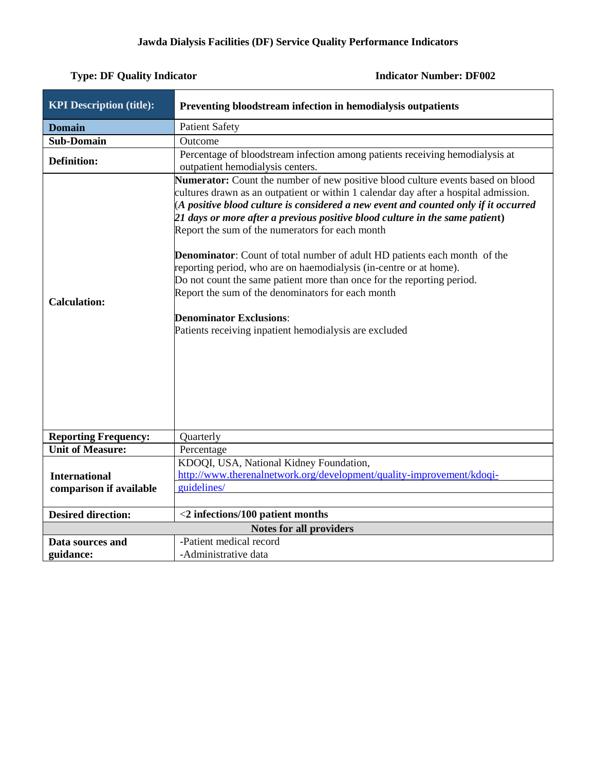**Jawda Dialysis Facilities (DF) Service Quality Performance Indicators**

**Type: DF Quality Indicator** **Indicator Number: DF002**

| **KPI Description (title):** | **Preventing bloodstream infection in hemodialysis outpatients** |
|---|---|
| **Domain** | Patient Safety |
| **Sub-Domain** | Outcome |
| **Definition:** | Percentage of bloodstream infection among patients receiving hemodialysis at outpatient hemodialysis centers. |
| **Calculation:** | **Numerator:** Count the number of new positive blood culture events based on blood cultures drawn as an outpatient or within 1 calendar day after a hospital admission. (***A positive blood culture is considered a new event and counted only if it occurred 21 days or more after a previous positive blood culture in the same patient***) Report the sum of the numerators for each month<br><br>**Denominator**: Count of total number of adult HD patients each month of the reporting period, who are on haemodialysis (in-centre or at home). Do not count the same patient more than once for the reporting period. Report the sum of the denominators for each month<br><br>**Denominator Exclusions**:<br>Patients receiving inpatient hemodialysis are excluded |
| **Reporting Frequency:** | Quarterly |
| **Unit of Measure:** | Percentage |
| **International comparison if available** | KDOQI, USA, National Kidney Foundation, http://www.therenalnetwork.org/development/quality-improvement/kdoqi-guidelines/ |
| **Desired direction:** | **<2 infections/100 patient months** |
| **Notes for all providers** | |
| **Data sources and guidance:** | -Patient medical record<br>-Administrative data |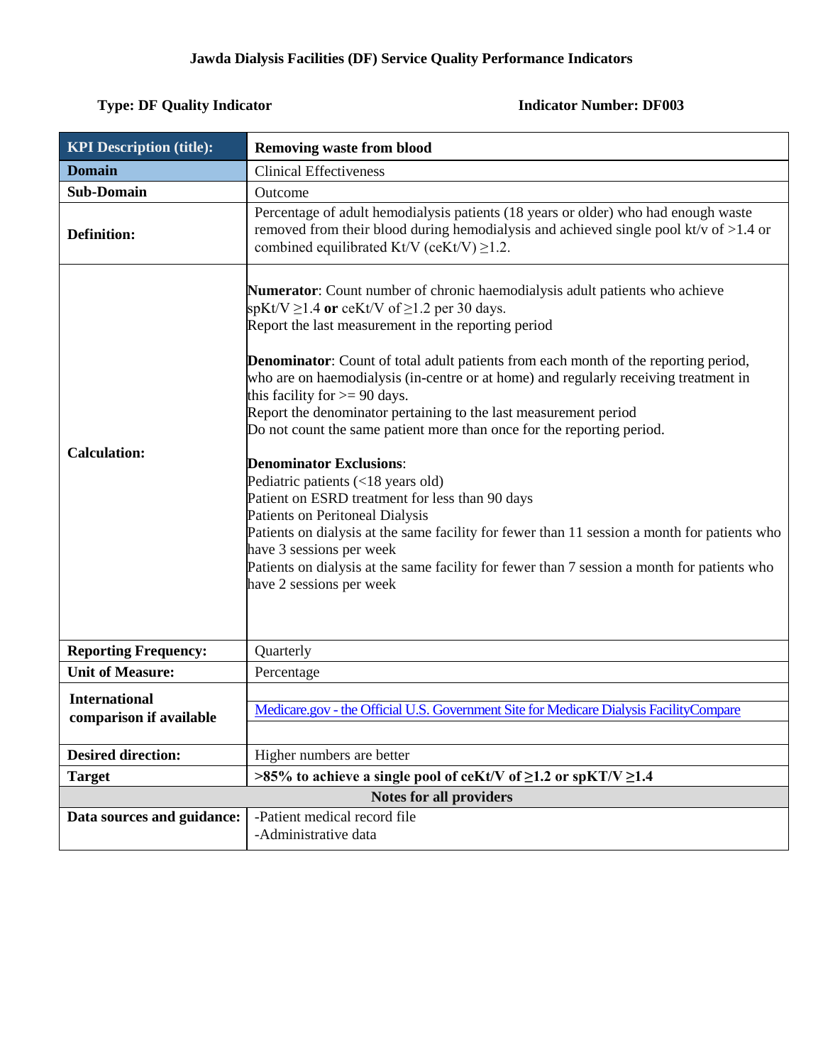**Jawda Dialysis Facilities (DF) Service Quality Performance Indicators**

**Type: DF Quality Indicator** **Indicator Number: DF003**

| **KPI Description (title):** | **Removing waste from blood** |
|---|---|
| **Domain** | Clinical Effectiveness |
| **Sub-Domain** | Outcome |
| **Definition:** | Percentage of adult hemodialysis patients (18 years or older) who had enough waste removed from their blood during hemodialysis and achieved single pool kt/v of >1.4 or combined equilibrated Kt/V (ceKt/V) ≥1.2. |
| **Calculation:** | **Numerator**: Count number of chronic haemodialysis adult patients who achieve spKt/V ≥1.4 **or** ceKt/V of ≥1.2 per 30 days.<br>Report the last measurement in the reporting period<br><br>**Denominator**: Count of total adult patients from each month of the reporting period, who are on haemodialysis (in-centre or at home) and regularly receiving treatment in this facility for >= 90 days.<br>Report the denominator pertaining to the last measurement period<br>Do not count the same patient more than once for the reporting period.<br><br>**Denominator Exclusions**:<br>Pediatric patients (<18 years old)<br>Patient on ESRD treatment for less than 90 days<br>Patients on Peritoneal Dialysis<br>Patients on dialysis at the same facility for fewer than 11 session a month for patients who have 3 sessions per week<br>Patients on dialysis at the same facility for fewer than 7 session a month for patients who have 2 sessions per week |
| **Reporting Frequency:** | Quarterly |
| **Unit of Measure:** | Percentage |
| **International comparison if available** | Medicare.gov - the Official U.S. Government Site for Medicare Dialysis FacilityCompare |
| **Desired direction:** | Higher numbers are better |
| **Target** | **>85% to achieve a single pool of ceKt/V of ≥1.2 or spKT/V ≥1.4** |
| **Notes for all providers** | |
| **Data sources and guidance:** | -Patient medical record file<br>-Administrative data |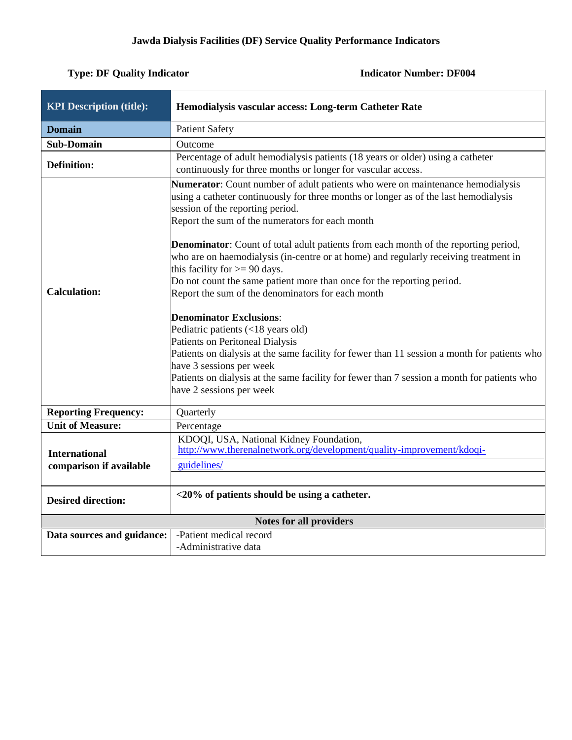**Jawda Dialysis Facilities (DF) Service Quality Performance Indicators**

**Type: DF Quality Indicator** **Indicator Number: DF004**

| **KPI Description (title):** | **Hemodialysis vascular access: Long-term Catheter Rate** |
|---|---|
| **Domain** | Patient Safety |
| **Sub-Domain** | Outcome |
| **Definition:** | Percentage of adult hemodialysis patients (18 years or older) using a catheter continuously for three months or longer for vascular access. |
| **Calculation:** | **Numerator**: Count number of adult patients who were on maintenance hemodialysis using a catheter continuously for three months or longer as of the last hemodialysis session of the reporting period.<br>Report the sum of the numerators for each month<br><br>**Denominator**: Count of total adult patients from each month of the reporting period, who are on haemodialysis (in-centre or at home) and regularly receiving treatment in this facility for >= 90 days.<br>Do not count the same patient more than once for the reporting period.<br>Report the sum of the denominators for each month<br><br>**Denominator Exclusions**:<br>Pediatric patients (<18 years old)<br>Patients on Peritoneal Dialysis<br>Patients on dialysis at the same facility for fewer than 11 session a month for patients who have 3 sessions per week<br>Patients on dialysis at the same facility for fewer than 7 session a month for patients who have 2 sessions per week |
| **Reporting Frequency:** | Quarterly |
| **Unit of Measure:** | Percentage |
| **International comparison if available** | KDOQI, USA, National Kidney Foundation, http://www.therenalnetwork.org/development/quality-improvement/kdoqi-guidelines/ |
| **Desired direction:** | **<20% of patients should be using a catheter.** |
| **Notes for all providers** | |
| **Data sources and guidance:** | -Patient medical record<br>-Administrative data |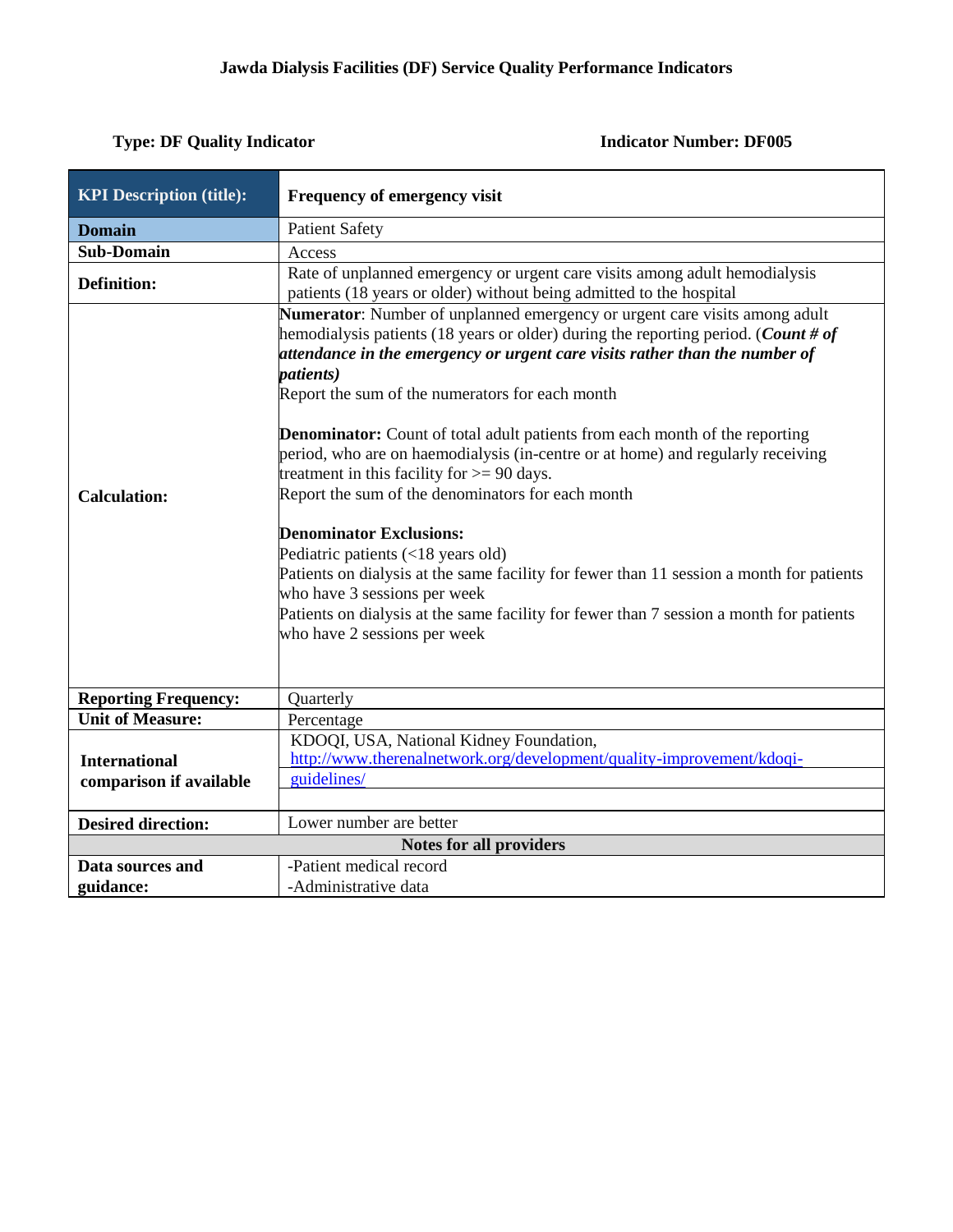**Jawda Dialysis Facilities (DF) Service Quality Performance Indicators**

**Type: DF Quality Indicator** **Indicator Number: DF005**

| **KPI Description (title):** | **Frequency of emergency visit** |
|---|---|
| **Domain** | Patient Safety |
| **Sub-Domain** | Access |
| **Definition:** | Rate of unplanned emergency or urgent care visits among adult hemodialysis patients (18 years or older) without being admitted to the hospital |
| **Calculation:** | **Numerator**: Number of unplanned emergency or urgent care visits among adult hemodialysis patients (18 years or older) during the reporting period. (***Count # of attendance in the emergency or urgent care visits rather than the number of patients)***<br>Report the sum of the numerators for each month<br><br>**Denominator:** Count of total adult patients from each month of the reporting period, who are on haemodialysis (in-centre or at home) and regularly receiving treatment in this facility for >= 90 days.<br>Report the sum of the denominators for each month<br><br>**Denominator Exclusions:**<br>Pediatric patients (<18 years old)<br>Patients on dialysis at the same facility for fewer than 11 session a month for patients who have 3 sessions per week<br>Patients on dialysis at the same facility for fewer than 7 session a month for patients who have 2 sessions per week |
| **Reporting Frequency:** | Quarterly |
| **Unit of Measure:** | Percentage |
| **International comparison if available** | KDOQI, USA, National Kidney Foundation, http://www.therenalnetwork.org/development/quality-improvement/kdoqi-guidelines/ |
| **Desired direction:** | Lower number are better |
| **Notes for all providers** | |
| **Data sources and guidance:** | -Patient medical record<br>-Administrative data |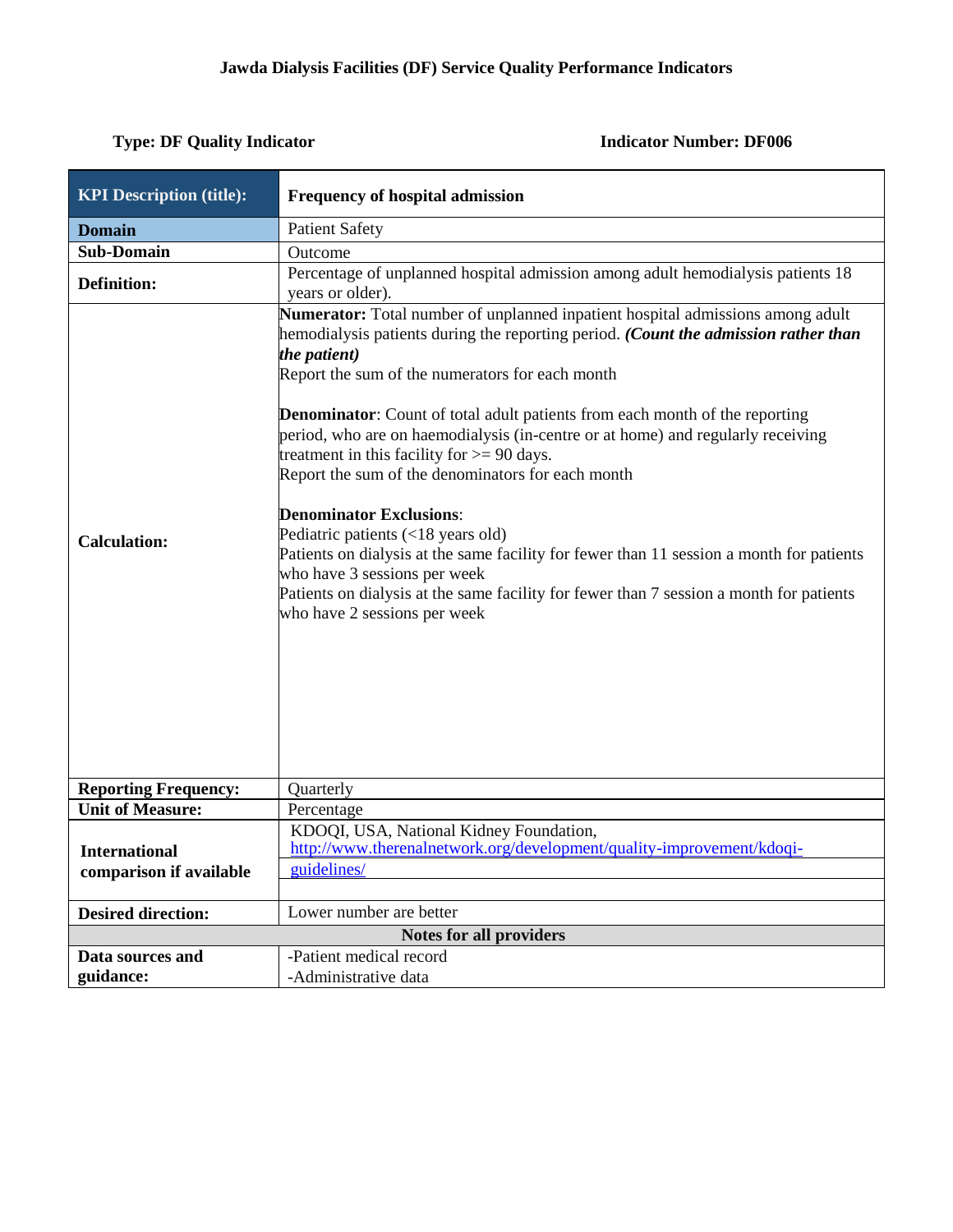**Jawda Dialysis Facilities (DF) Service Quality Performance Indicators**

**Type: DF Quality Indicator** **Indicator Number: DF006**

| **KPI Description (title):** | **Frequency of hospital admission** |
|---|---|
| **Domain** | Patient Safety |
| **Sub-Domain** | Outcome |
| **Definition:** | Percentage of unplanned hospital admission among adult hemodialysis patients 18 years or older). |
| **Calculation:** | **Numerator:** Total number of unplanned inpatient hospital admissions among adult hemodialysis patients during the reporting period. ***(Count the admission rather than the patient)***<br>Report the sum of the numerators for each month<br><br>**Denominator**: Count of total adult patients from each month of the reporting period, who are on haemodialysis (in-centre or at home) and regularly receiving treatment in this facility for >= 90 days.<br>Report the sum of the denominators for each month<br><br>**Denominator Exclusions**:<br>Pediatric patients (<18 years old)<br>Patients on dialysis at the same facility for fewer than 11 session a month for patients who have 3 sessions per week<br>Patients on dialysis at the same facility for fewer than 7 session a month for patients who have 2 sessions per week |
| **Reporting Frequency:** | Quarterly |
| **Unit of Measure:** | Percentage |
| **International comparison if available** | KDOQI, USA, National Kidney Foundation, http://www.therenalnetwork.org/development/quality-improvement/kdoqi-guidelines/ |
| **Desired direction:** | Lower number are better |
| **Notes for all providers** | |
| **Data sources and guidance:** | -Patient medical record<br>-Administrative data |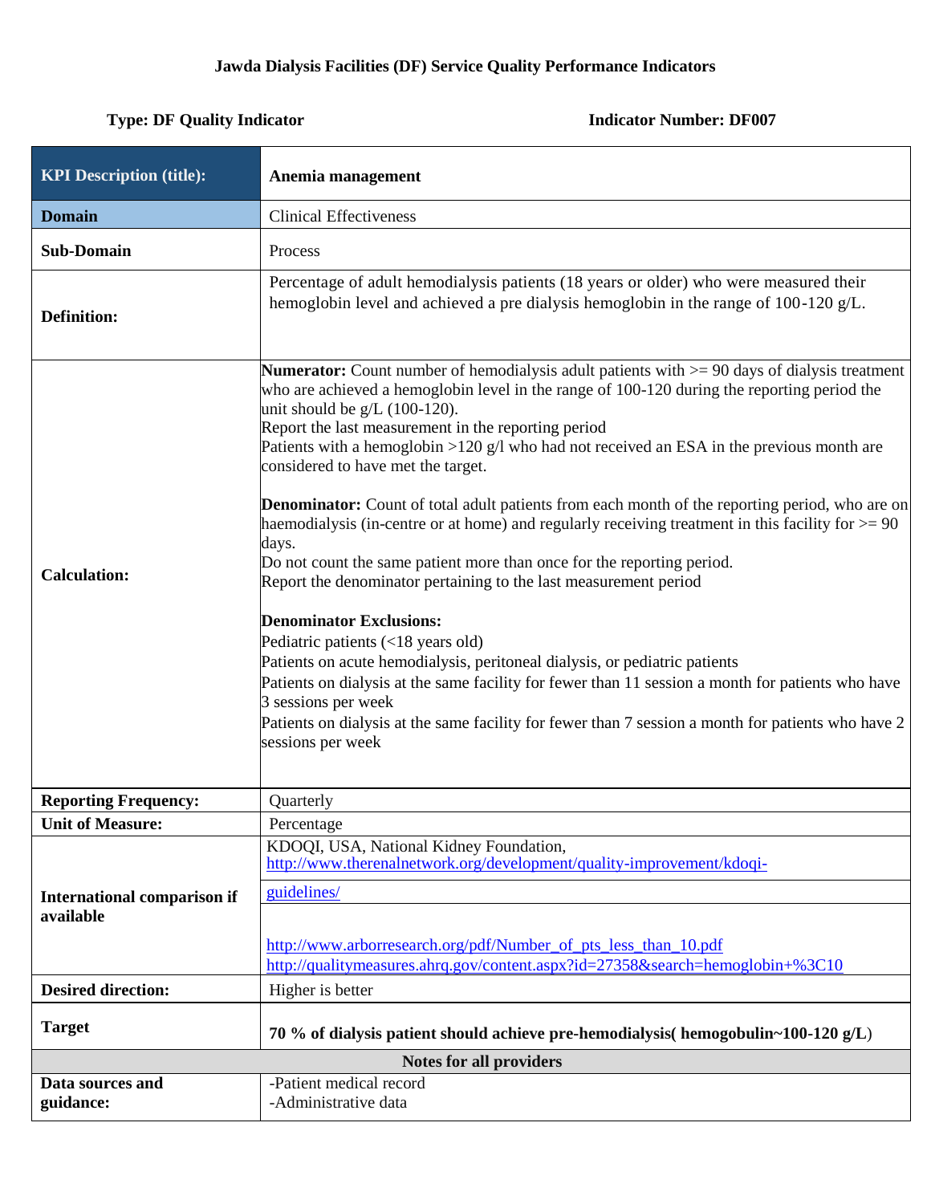**Jawda Dialysis Facilities (DF) Service Quality Performance Indicators**

**Type: DF Quality Indicator** **Indicator Number: DF007**

| **KPI Description (title):** | **Anemia management** |
|---|---|
| **Domain** | Clinical Effectiveness |
| **Sub-Domain** | Process |
| **Definition:** | Percentage of adult hemodialysis patients (18 years or older) who were measured their hemoglobin level and achieved a pre dialysis hemoglobin in the range of 100-120 g/L. |
| **Calculation:** | **Numerator:** Count number of hemodialysis adult patients with >= 90 days of dialysis treatment who are achieved a hemoglobin level in the range of 100-120 during the reporting period the unit should be g/L (100-120).<br>Report the last measurement in the reporting period<br>Patients with a hemoglobin >120 g/l who had not received an ESA in the previous month are considered to have met the target.<br><br>**Denominator:** Count of total adult patients from each month of the reporting period, who are on haemodialysis (in-centre or at home) and regularly receiving treatment in this facility for >= 90 days.<br>Do not count the same patient more than once for the reporting period.<br>Report the denominator pertaining to the last measurement period<br><br>**Denominator Exclusions:**<br>Pediatric patients (<18 years old)<br>Patients on acute hemodialysis, peritoneal dialysis, or pediatric patients<br>Patients on dialysis at the same facility for fewer than 11 session a month for patients who have 3 sessions per week<br>Patients on dialysis at the same facility for fewer than 7 session a month for patients who have 2 sessions per week |
| **Reporting Frequency:** | Quarterly |
| **Unit of Measure:** | Percentage |
| **International comparison if available** | KDOQI, USA, National Kidney Foundation, http://www.therenalnetwork.org/development/quality-improvement/kdoqi-guidelines/<br><br>http://www.arborresearch.org/pdf/Number_of_pts_less_than_10.pdf<br>http://qualitymeasures.ahrq.gov/content.aspx?id=27358&search=hemoglobin+%3C10 |
| **Desired direction:** | Higher is better |
| **Target** | **70 % of dialysis patient should achieve pre-hemodialysis( hemogobulin~100-120 g/L)** |
| **Notes for all providers** | |
| **Data sources and guidance:** | -Patient medical record<br>-Administrative data |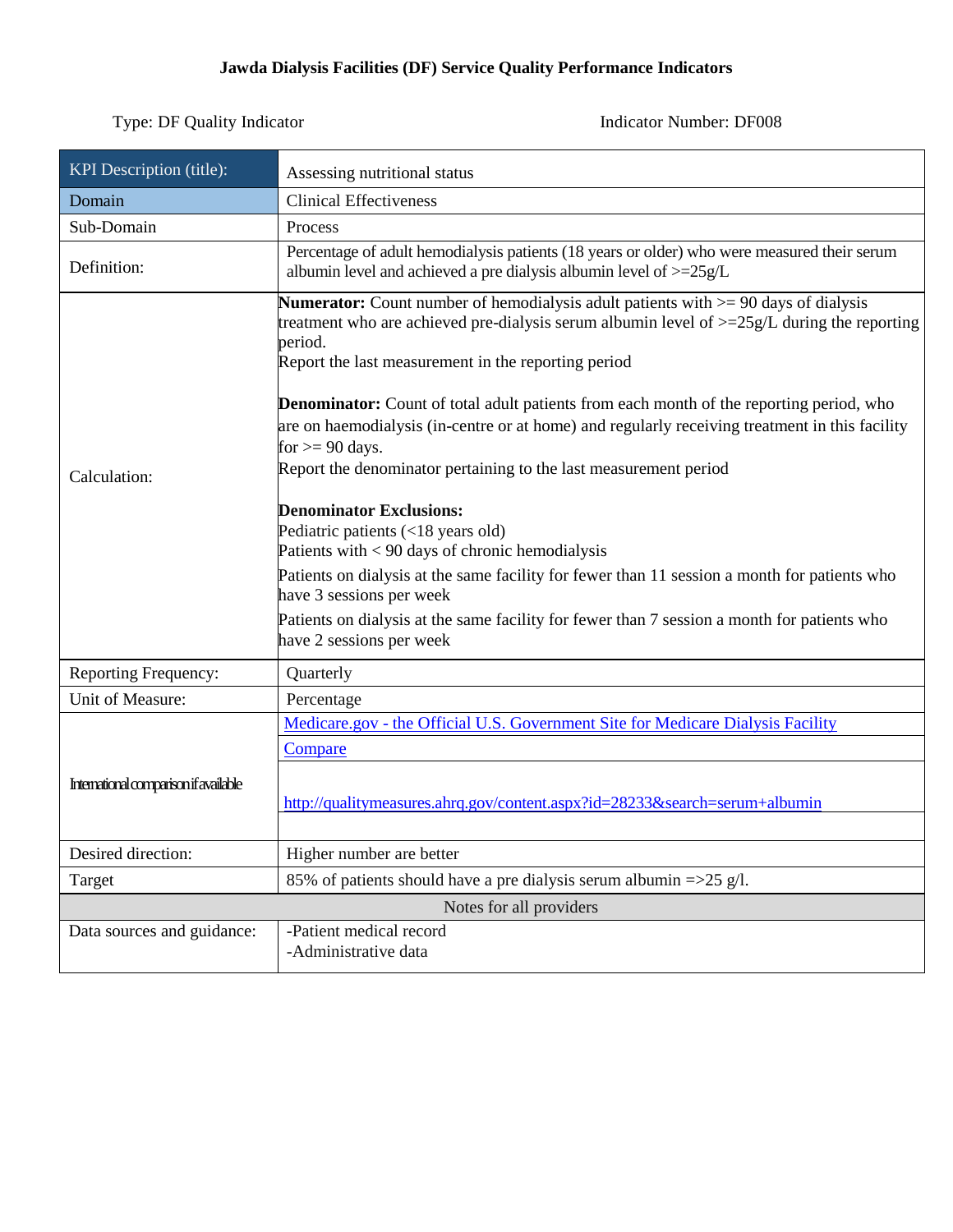**Jawda Dialysis Facilities (DF) Service Quality Performance Indicators**

Type: DF Quality Indicator | Indicator Number: DF008

| KPI Description (title): | Assessing nutritional status |
|---|---|
| Domain | Clinical Effectiveness |
| Sub-Domain | Process |
| Definition: | Percentage of adult hemodialysis patients (18 years or older) who were measured their serum albumin level and achieved a pre dialysis albumin level of >=25g/L |
| Calculation: | **Numerator:** Count number of hemodialysis adult patients with >= 90 days of dialysis treatment who are achieved pre-dialysis serum albumin level of >=25g/L during the reporting period.<br>Report the last measurement in the reporting period<br><br>**Denominator:** Count of total adult patients from each month of the reporting period, who are on haemodialysis (in-centre or at home) and regularly receiving treatment in this facility for >= 90 days.<br>Report the denominator pertaining to the last measurement period<br><br>**Denominator Exclusions:**<br>Pediatric patients (<18 years old)<br>Patients with < 90 days of chronic hemodialysis<br>Patients on dialysis at the same facility for fewer than 11 session a month for patients who have 3 sessions per week<br>Patients on dialysis at the same facility for fewer than 7 session a month for patients who have 2 sessions per week |
| Reporting Frequency: | Quarterly |
| Unit of Measure: | Percentage |
| International comparison if available | Medicare.gov - the Official U.S. Government Site for Medicare Dialysis Facility Compare<br><br>http://qualitymeasures.ahrq.gov/content.aspx?id=28233&search=serum+albumin |
| Desired direction: | Higher number are better |
| Target | 85% of patients should have a pre dialysis serum albumin =>25 g/l. |
| **Notes for all providers** | |
| Data sources and guidance: | -Patient medical record<br>-Administrative data |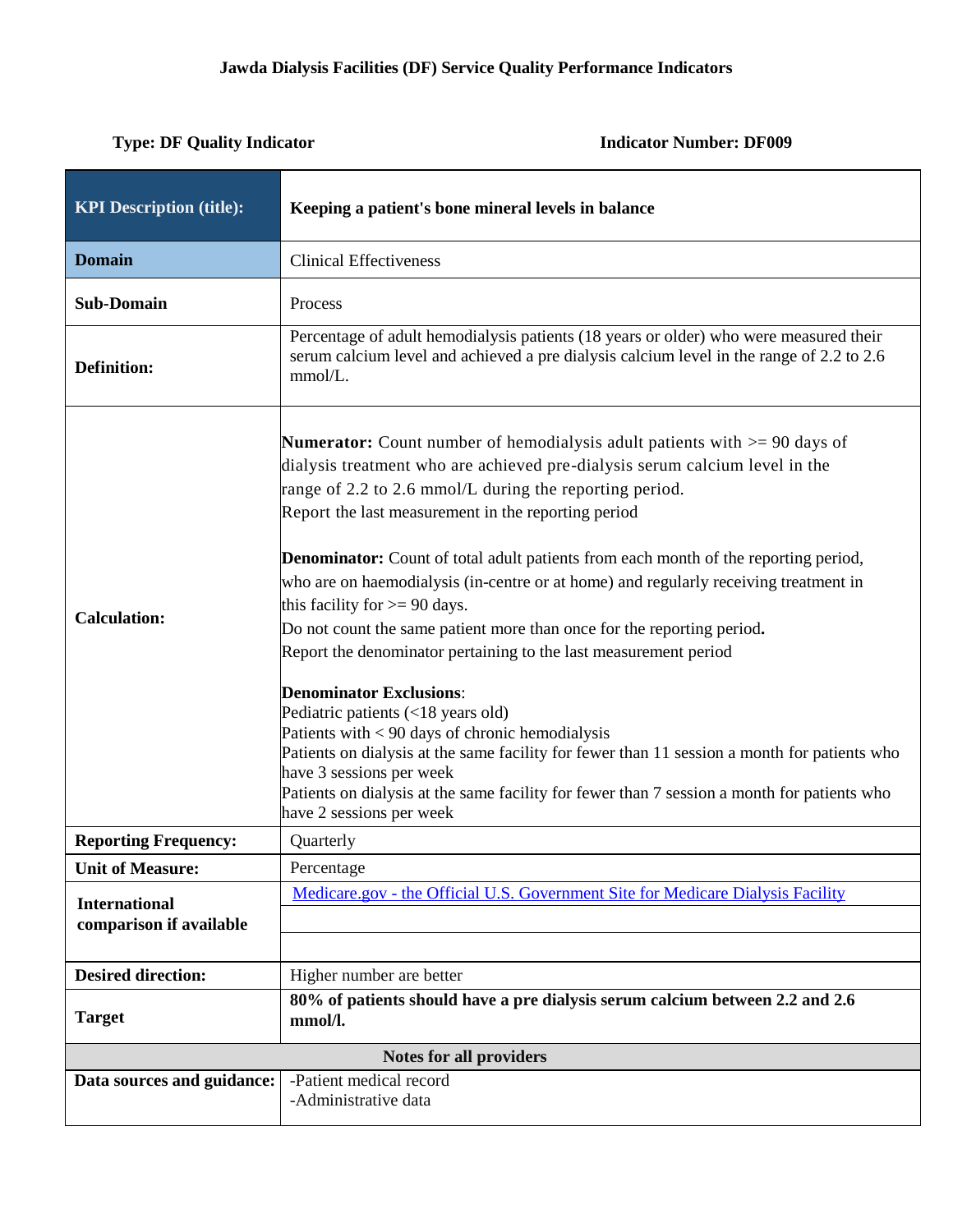**Jawda Dialysis Facilities (DF) Service Quality Performance Indicators**

**Type: DF Quality Indicator** **Indicator Number: DF009**

| **KPI Description (title):** | **Keeping a patient's bone mineral levels in balance** |
|---|---|
| **Domain** | Clinical Effectiveness |
| **Sub-Domain** | Process |
| **Definition:** | Percentage of adult hemodialysis patients (18 years or older) who were measured their serum calcium level and achieved a pre dialysis calcium level in the range of 2.2 to 2.6 mmol/L. |
| **Calculation:** | **Numerator:** Count number of hemodialysis adult patients with >= 90 days of dialysis treatment who are achieved pre-dialysis serum calcium level in the range of 2.2 to 2.6 mmol/L during the reporting period.<br>Report the last measurement in the reporting period<br><br>**Denominator:** Count of total adult patients from each month of the reporting period, who are on haemodialysis (in-centre or at home) and regularly receiving treatment in this facility for >= 90 days.<br>Do not count the same patient more than once for the reporting period**.**<br>Report the denominator pertaining to the last measurement period<br><br>**Denominator Exclusions**:<br>Pediatric patients (<18 years old)<br>Patients with < 90 days of chronic hemodialysis<br>Patients on dialysis at the same facility for fewer than 11 session a month for patients who have 3 sessions per week<br>Patients on dialysis at the same facility for fewer than 7 session a month for patients who have 2 sessions per week |
| **Reporting Frequency:** | Quarterly |
| **Unit of Measure:** | Percentage |
| **International comparison if available** | Medicare.gov - the Official U.S. Government Site for Medicare Dialysis Facility |
| **Desired direction:** | Higher number are better |
| **Target** | **80% of patients should have a pre dialysis serum calcium between 2.2 and 2.6 mmol/l.** |
| **Notes for all providers** | |
| **Data sources and guidance:** | -Patient medical record<br>-Administrative data |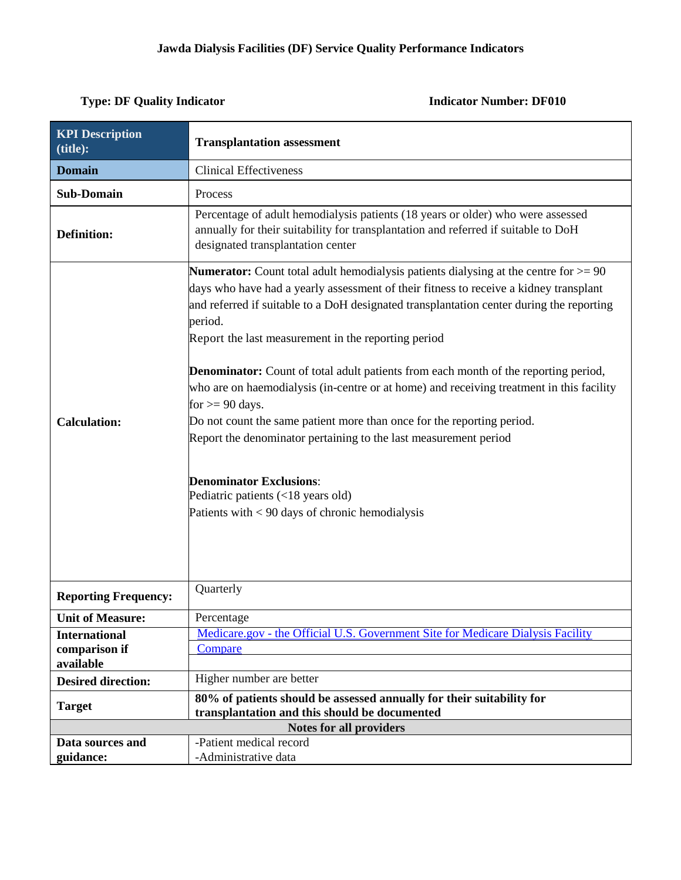**Jawda Dialysis Facilities (DF) Service Quality Performance Indicators**

**Type: DF Quality Indicator** **Indicator Number: DF010**

| | |
|---|---|
| **KPI Description (title):** | **Transplantation assessment** |
| **Domain** | Clinical Effectiveness |
| **Sub-Domain** | Process |
| **Definition:** | Percentage of adult hemodialysis patients (18 years or older) who were assessed annually for their suitability for transplantation and referred if suitable to DoH designated transplantation center |
| **Calculation:** | **Numerator:** Count total adult hemodialysis patients dialysing at the centre for >= 90 days who have had a yearly assessment of their fitness to receive a kidney transplant and referred if suitable to a DoH designated transplantation center during the reporting period.<br>Report the last measurement in the reporting period<br><br>**Denominator:** Count of total adult patients from each month of the reporting period, who are on haemodialysis (in-centre or at home) and receiving treatment in this facility for >= 90 days.<br>Do not count the same patient more than once for the reporting period.<br>Report the denominator pertaining to the last measurement period<br><br>**Denominator Exclusions**:<br>Pediatric patients (<18 years old)<br>Patients with < 90 days of chronic hemodialysis |
| **Reporting Frequency:** | Quarterly |
| **Unit of Measure:** | Percentage |
| **International comparison if available** | Medicare.gov - the Official U.S. Government Site for Medicare Dialysis Facility Compare |
| **Desired direction:** | Higher number are better |
| **Target** | **80% of patients should be assessed annually for their suitability for transplantation and this should be documented** |
| **Notes for all providers** | |
| **Data sources and guidance:** | -Patient medical record<br>-Administrative data |